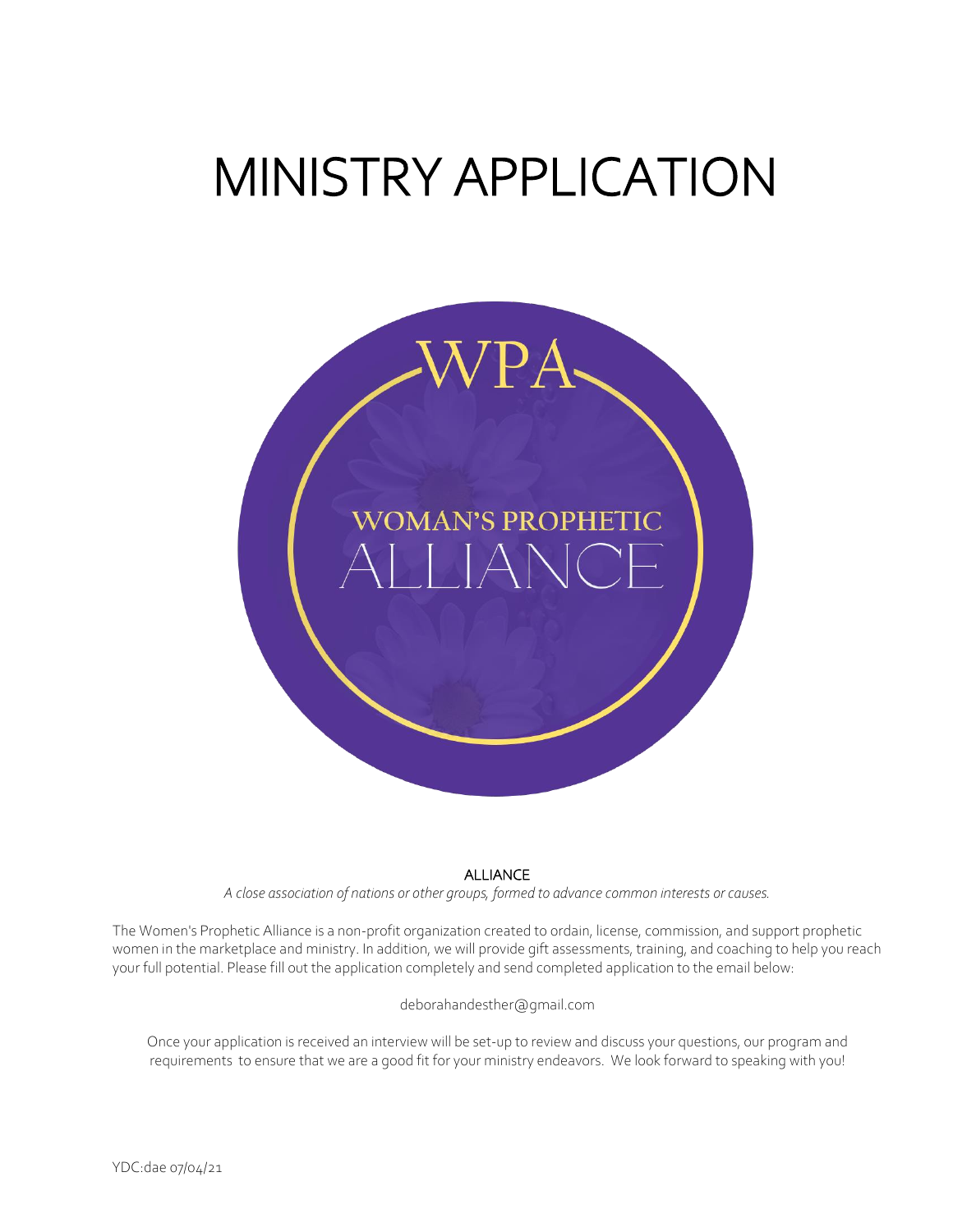# MINISTRY APPLICATION

WPA

WOMAN'S PROPHETIC

ALLIANCE

ALLIANCE

*A close association of nations or other groups, formed to advance common interests or causes.*

The Women's Prophetic Alliance is a non-profit organization created to ordain, license, commission, and support prophetic women in the marketplace and ministry. In addition, we will provide gift assessments, training, and coaching to help you reach your full potential. Please fill out the application completely and send completed application to the email below:

deborahandesther@gmail.com

Once your application is received an interview will be set-up to review and discuss your questions, our program and requirements to ensure that we are a good fit for your ministry endeavors. We look forward to speaking with you!

YDC:dae 07/04/21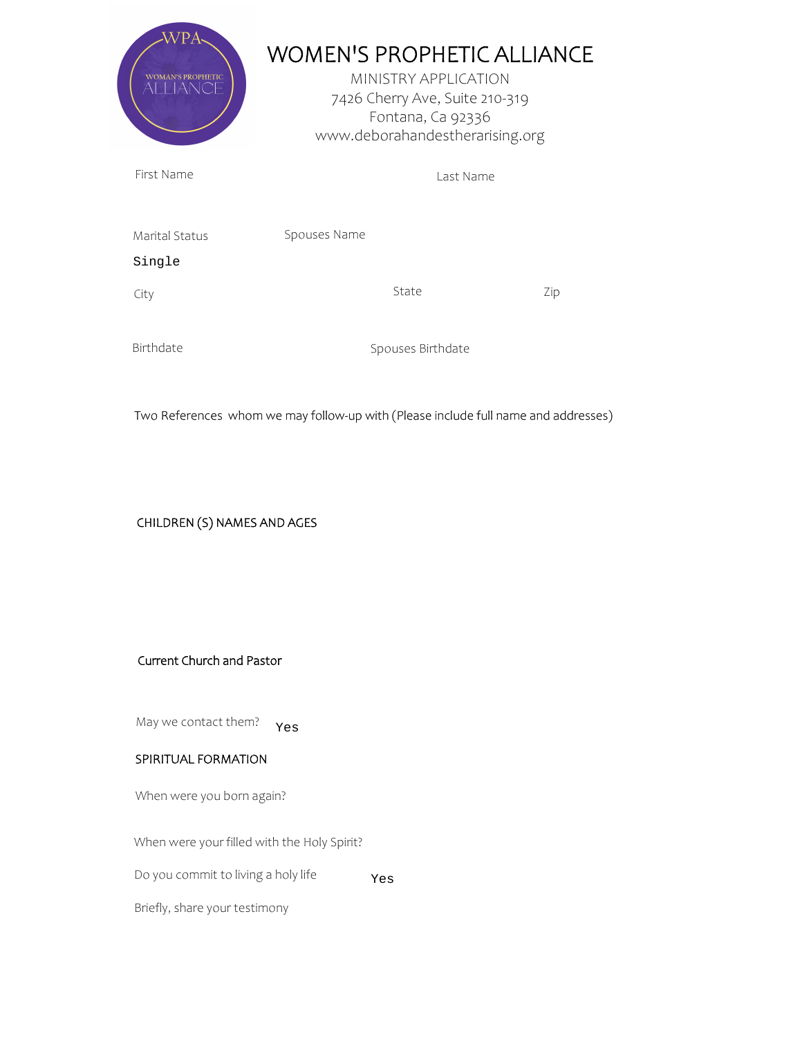# WOMEN'S PROPHETIC ALLIANCE

MINISTRY APPLICATION
7426 Cherry Ave, Suite 210-319
Fontana, Ca 92336
www.deborahandestherarising.org

First Name

Last Name

Marital Status

Single

Spouses Name

City

State

Zip

Birthdate

Spouses Birthdate

Two References whom we may follow-up with (Please include full name and addresses)

CHILDREN (S) NAMES AND AGES

Current Church and Pastor

May we contact them? Yes

SPIRITUAL FORMATION

When were you born again?

When were your filled with the Holy Spirit?

Do you commit to living a holy life Yes

Briefly, share your testimony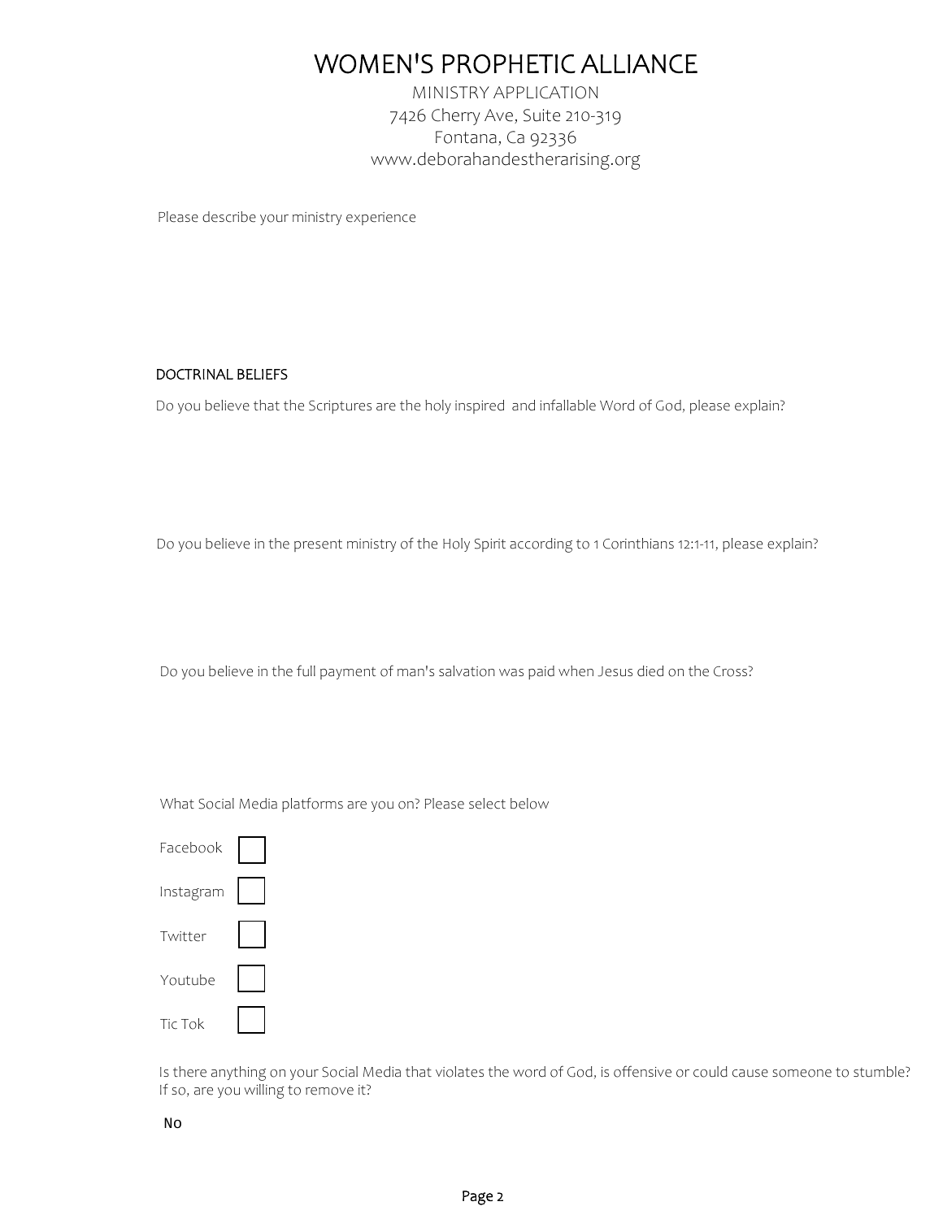# WOMEN'S PROPHETIC ALLIANCE

MINISTRY APPLICATION
7426 Cherry Ave, Suite 210-319
Fontana, Ca 92336
www.deborahandestherarising.org

Please describe your ministry experience

## DOCTRINAL BELIEFS

Do you believe that the Scriptures are the holy inspired and infallable Word of God, please explain?

Do you believe in the present ministry of the Holy Spirit according to 1 Corinthians 12:1-11, please explain?

Do you believe in the full payment of man's salvation was paid when Jesus died on the Cross?

What Social Media platforms are you on? Please select below

- [ ] Facebook
- [ ] Instagram
- [ ] Twitter
- [ ] Youtube
- [ ] Tic Tok

Is there anything on your Social Media that violates the word of God, is offensive or could cause someone to stumble? If so, are you willing to remove it?

No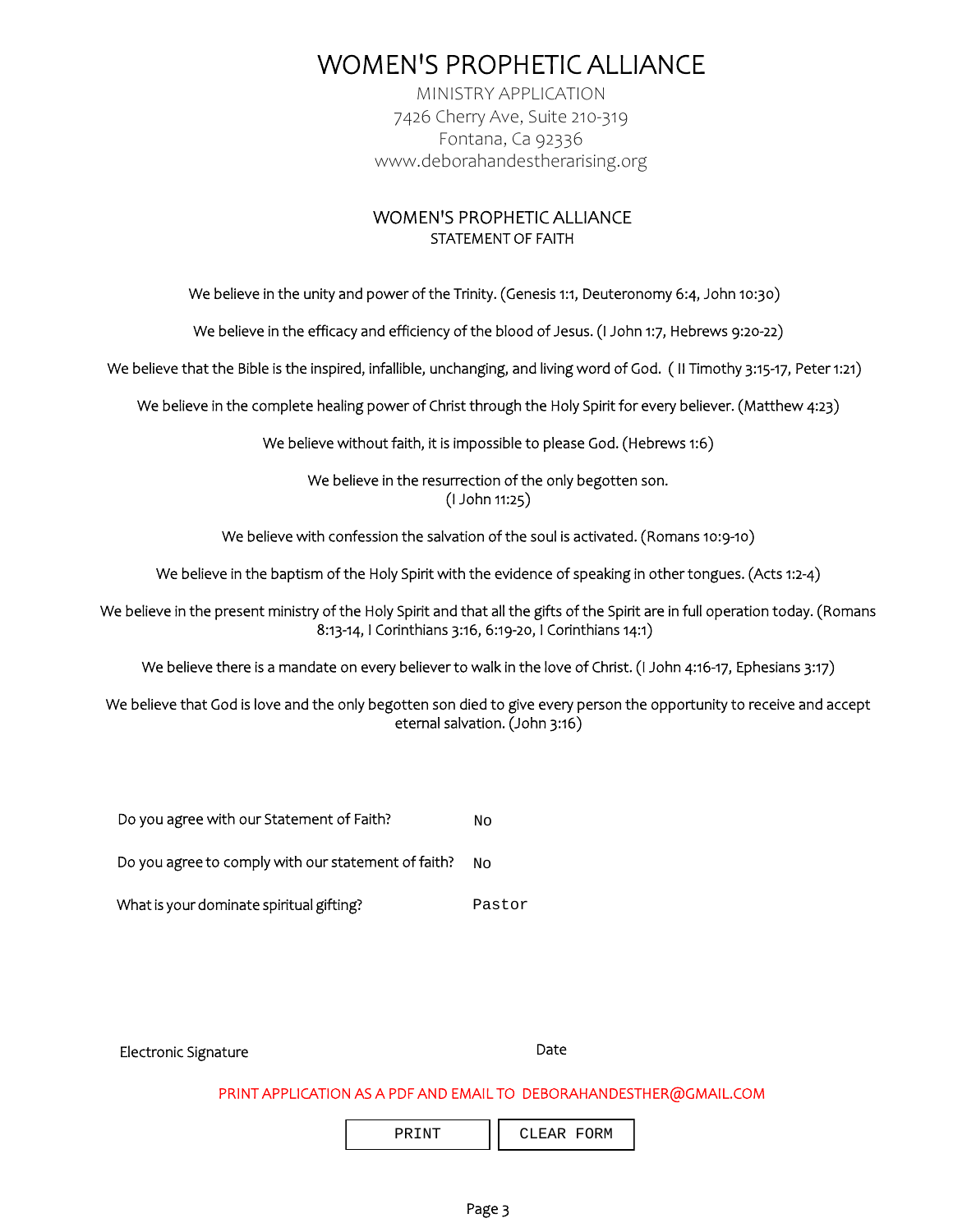# WOMEN'S PROPHETIC ALLIANCE

MINISTRY APPLICATION
7426 Cherry Ave, Suite 210-319
Fontana, Ca 92336
www.deborahandestherarising.org

## WOMEN'S PROPHETIC ALLIANCE
### STATEMENT OF FAITH

We believe in the unity and power of the Trinity. (Genesis 1:1, Deuteronomy 6:4, John 10:30)

We believe in the efficacy and efficiency of the blood of Jesus. (I John 1:7, Hebrews 9:20-22)

We believe that the Bible is the inspired, infallible, unchanging, and living word of God. ( II Timothy 3:15-17, Peter 1:21)

We believe in the complete healing power of Christ through the Holy Spirit for every believer. (Matthew 4:23)

We believe without faith, it is impossible to please God. (Hebrews 1:6)

We believe in the resurrection of the only begotten son.
(I John 11:25)

We believe with confession the salvation of the soul is activated. (Romans 10:9-10)

We believe in the baptism of the Holy Spirit with the evidence of speaking in other tongues. (Acts 1:2-4)

We believe in the present ministry of the Holy Spirit and that all the gifts of the Spirit are in full operation today. (Romans 8:13-14, I Corinthians 3:16, 6:19-20, I Corinthians 14:1)

We believe there is a mandate on every believer to walk in the love of Christ. (I John 4:16-17, Ephesians 3:17)

We believe that God is love and the only begotten son died to give every person the opportunity to receive and accept eternal salvation. (John 3:16)

| | |
|---|---|
| Do you agree with our Statement of Faith? | No |
| Do you agree to comply with our statement of faith? | No |
| What is your dominate spiritual gifting? | Pastor |

Electronic Signature

Date

PRINT APPLICATION AS A PDF AND EMAIL TO DEBORAHANDESTHER@GMAIL.COM

PRINT CLEAR FORM